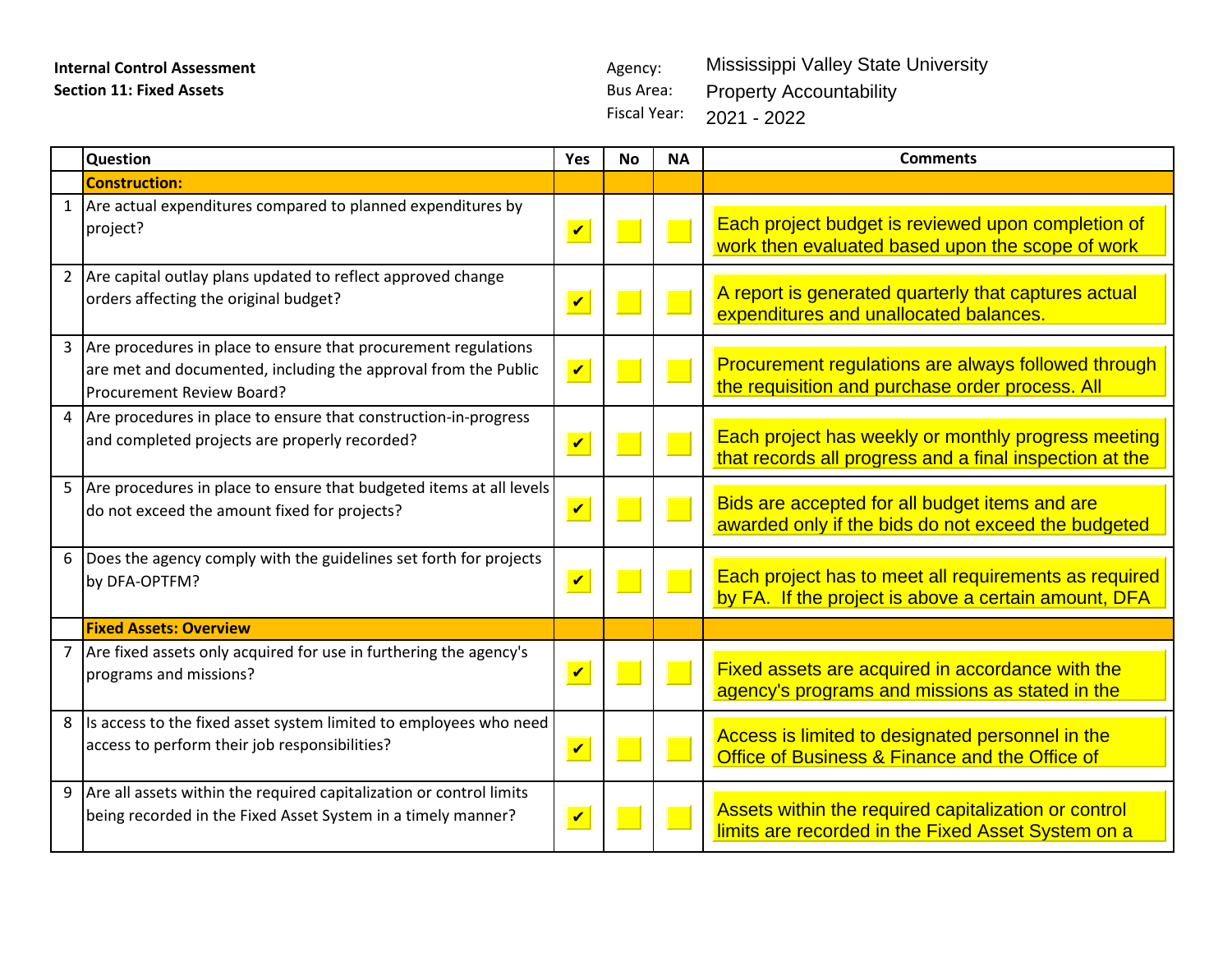**Internal Control Assessment**
**Section 11: Fixed Assets**

Agency: Mississippi Valley State University
Bus Area: Property Accountability
Fiscal Year: 2021 - 2022

| | Question | Yes | No | NA | Comments |
|---|---|---|---|---|---|
| | **Construction:** | | | | |
| 1 | Are actual expenditures compared to planned expenditures by project? | ✔ | | | Each project budget is reviewed upon completion of work then evaluated based upon the scope of work |
| 2 | Are capital outlay plans updated to reflect approved change orders affecting the original budget? | ✔ | | | A report is generated quarterly that captures actual expenditures and unallocated balances. |
| 3 | Are procedures in place to ensure that procurement regulations are met and documented, including the approval from the Public Procurement Review Board? | ✔ | | | Procurement regulations are always followed through the requisition and purchase order process. All |
| 4 | Are procedures in place to ensure that construction-in-progress and completed projects are properly recorded? | ✔ | | | Each project has weekly or monthly progress meeting that records all progress and a final inspection at the |
| 5 | Are procedures in place to ensure that budgeted items at all levels do not exceed the amount fixed for projects? | ✔ | | | Bids are accepted for all budget items and are awarded only if the bids do not exceed the budgeted |
| 6 | Does the agency comply with the guidelines set forth for projects by DFA-OPTFM? | ✔ | | | Each project has to meet all requirements as required by FA. If the project is above a certain amount, DFA |
| | **Fixed Assets: Overview** | | | | |
| 7 | Are fixed assets only acquired for use in furthering the agency's programs and missions? | ✔ | | | Fixed assets are acquired in accordance with the agency's programs and missions as stated in the |
| 8 | Is access to the fixed asset system limited to employees who need access to perform their job responsibilities? | ✔ | | | Access is limited to designated personnel in the Office of Business & Finance and the Office of |
| 9 | Are all assets within the required capitalization or control limits being recorded in the Fixed Asset System in a timely manner? | ✔ | | | Assets within the required capitalization or control limits are recorded in the Fixed Asset System on a |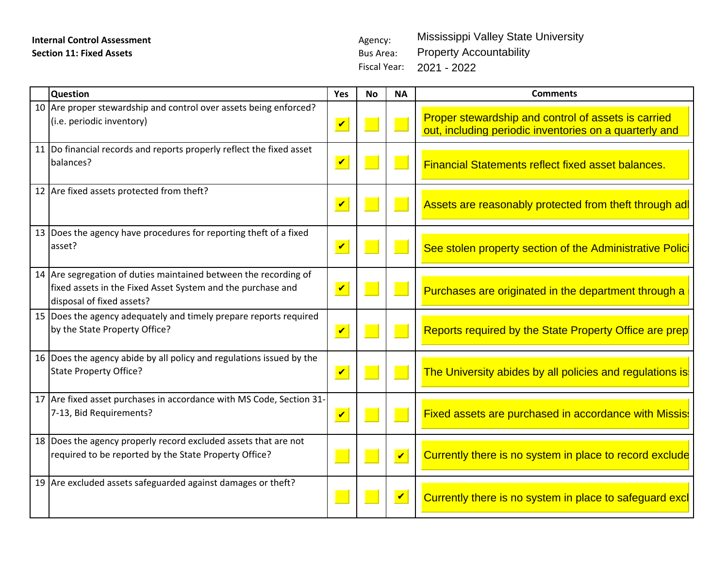**Internal Control Assessment**
**Section 11: Fixed Assets**

Agency: Mississippi Valley State University
Bus Area: Property Accountability
Fiscal Year: 2021 - 2022

| | Question | Yes | No | NA | Comments |
|---|---|---|---|---|---|
| 10 | Are proper stewardship and control over assets being enforced? (i.e. periodic inventory) | ✔ | | | Proper stewardship and control of assets is carried out, including periodic inventories on a quarterly and |
| 11 | Do financial records and reports properly reflect the fixed asset balances? | ✔ | | | Financial Statements reflect fixed asset balances. |
| 12 | Are fixed assets protected from theft? | ✔ | | | Assets are reasonably protected from theft through adl |
| 13 | Does the agency have procedures for reporting theft of a fixed asset? | ✔ | | | See stolen property section of the Administrative Polici |
| 14 | Are segregation of duties maintained between the recording of fixed assets in the Fixed Asset System and the purchase and disposal of fixed assets? | ✔ | | | Purchases are originated in the department through a |
| 15 | Does the agency adequately and timely prepare reports required by the State Property Office? | ✔ | | | Reports required by the State Property Office are prep |
| 16 | Does the agency abide by all policy and regulations issued by the State Property Office? | ✔ | | | The University abides by all policies and regulations is |
| 17 | Are fixed asset purchases in accordance with MS Code, Section 31-7-13, Bid Requirements? | ✔ | | | Fixed assets are purchased in accordance with Missis |
| 18 | Does the agency properly record excluded assets that are not required to be reported by the State Property Office? | | | ✔ | Currently there is no system in place to record exclude |
| 19 | Are excluded assets safeguarded against damages or theft? | | | ✔ | Currently there is no system in place to safeguard excl |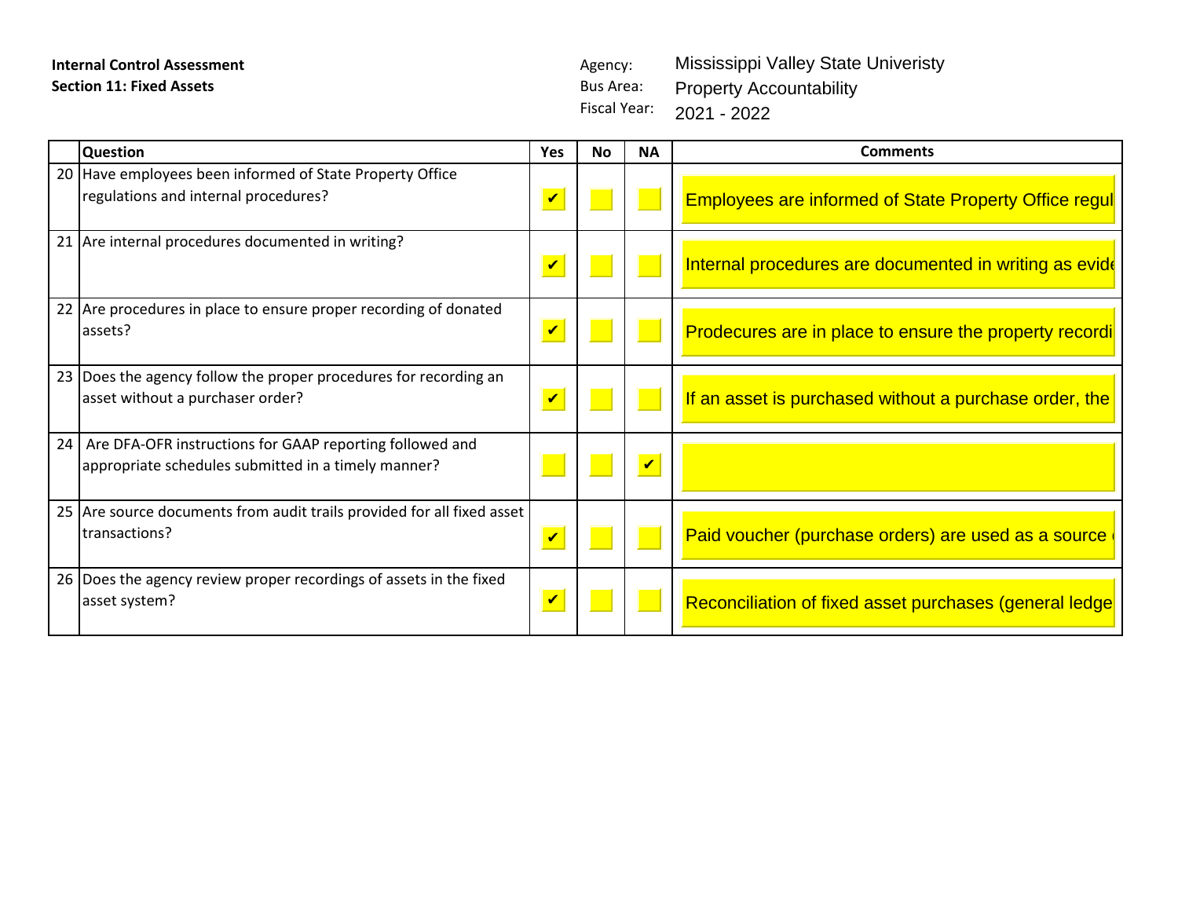**Internal Control Assessment**
**Section 11: Fixed Assets**

Agency: Mississippi Valley State Univeristy
Bus Area: Property Accountability
Fiscal Year: 2021 - 2022

| | Question | Yes | No | NA | Comments |
|---|---|---|---|---|---|
| 20 | Have employees been informed of State Property Office regulations and internal procedures? | ✔ | | | Employees are informed of State Property Office regul |
| 21 | Are internal procedures documented in writing? | ✔ | | | Internal procedures are documented in writing as evide |
| 22 | Are procedures in place to ensure proper recording of donated assets? | ✔ | | | Prodecures are in place to ensure the property recordi |
| 23 | Does the agency follow the proper procedures for recording an asset without a purchaser order? | ✔ | | | If an asset is purchased without a purchase order, the |
| 24 | Are DFA-OFR instructions for GAAP reporting followed and appropriate schedules submitted in a timely manner? | | | ✔ | |
| 25 | Are source documents from audit trails provided for all fixed asset transactions? | ✔ | | | Paid voucher (purchase orders) are used as a source |
| 26 | Does the agency review proper recordings of assets in the fixed asset system? | ✔ | | | Reconciliation of fixed asset purchases (general ledge |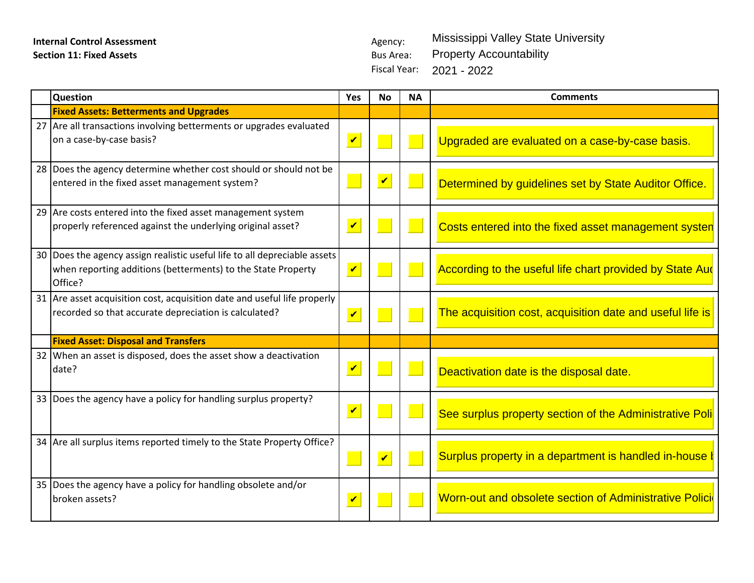**Internal Control Assessment**
**Section 11: Fixed Assets**

Agency: Mississippi Valley State University
Bus Area: Property Accountability
Fiscal Year: 2021 - 2022

| | Question | Yes | No | NA | Comments |
|---|---|---|---|---|---|
| | **Fixed Assets: Betterments and Upgrades** | | | | |
| 27 | Are all transactions involving betterments or upgrades evaluated on a case-by-case basis? | ✔ | | | Upgraded are evaluated on a case-by-case basis. |
| 28 | Does the agency determine whether cost should or should not be entered in the fixed asset management system? | | ✔ | | Determined by guidelines set by State Auditor Office. |
| 29 | Are costs entered into the fixed asset management system properly referenced against the underlying original asset? | ✔ | | | Costs entered into the fixed asset management systen |
| 30 | Does the agency assign realistic useful life to all depreciable assets when reporting additions (betterments) to the State Property Office? | ✔ | | | According to the useful life chart provided by State Auc |
| 31 | Are asset acquisition cost, acquisition date and useful life properly recorded so that accurate depreciation is calculated? | ✔ | | | The acquisition cost, acquisition date and useful life is |
| | **Fixed Asset: Disposal and Transfers** | | | | |
| 32 | When an asset is disposed, does the asset show a deactivation date? | ✔ | | | Deactivation date is the disposal date. |
| 33 | Does the agency have a policy for handling surplus property? | ✔ | | | See surplus property section of the Administrative Poli |
| 34 | Are all surplus items reported timely to the State Property Office? | | ✔ | | Surplus property in a department is handled in-house I |
| 35 | Does the agency have a policy for handling obsolete and/or broken assets? | ✔ | | | Worn-out and obsolete section of Administrative Polici |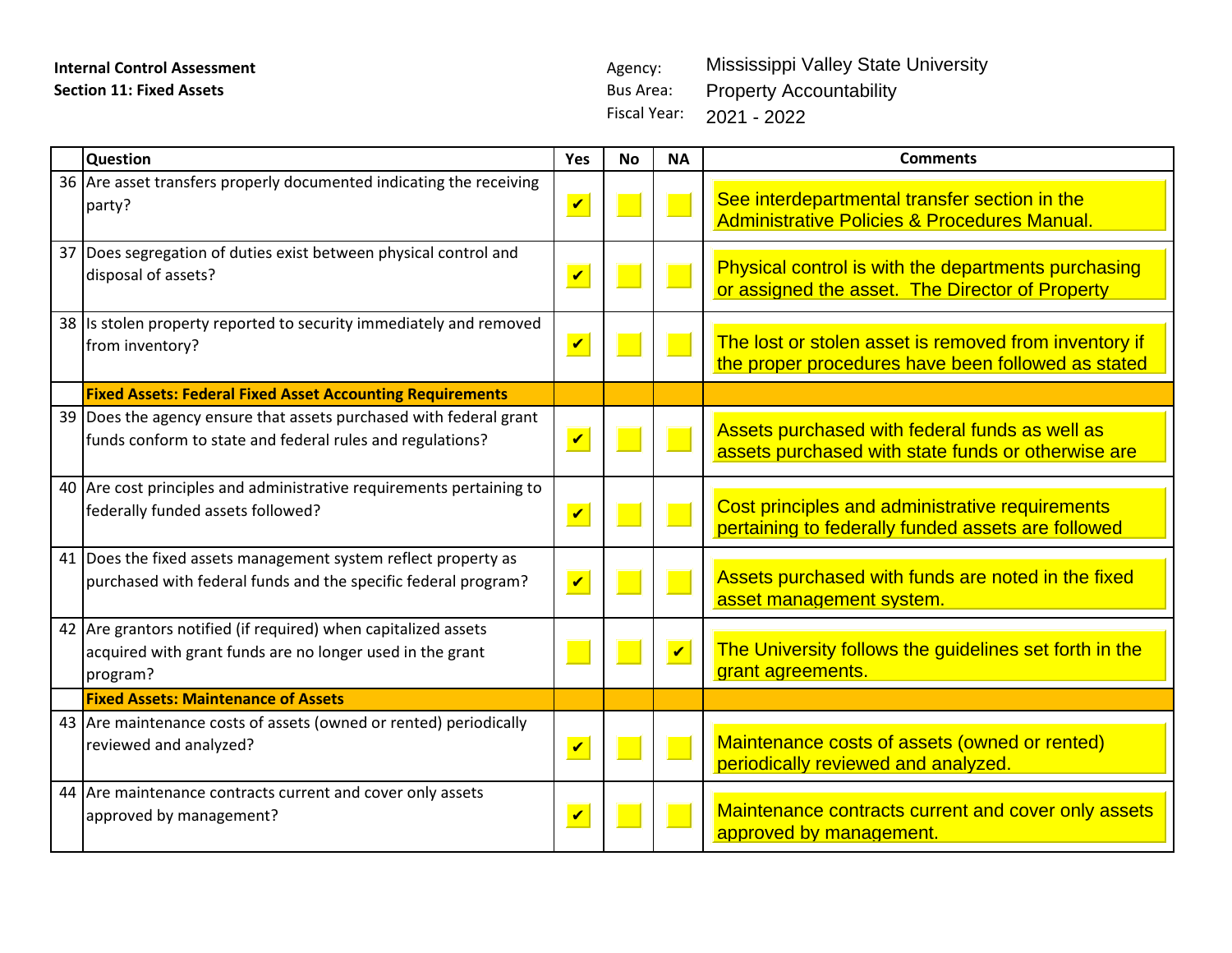**Internal Control Assessment**
**Section 11: Fixed Assets**

Agency: Mississippi Valley State University
Bus Area: Property Accountability
Fiscal Year: 2021 - 2022

| | Question | Yes | No | NA | Comments |
|---|---|---|---|---|---|
| 36 | Are asset transfers properly documented indicating the receiving party? | ✔ | | | See interdepartmental transfer section in the Administrative Policies & Procedures Manual. |
| 37 | Does segregation of duties exist between physical control and disposal of assets? | ✔ | | | Physical control is with the departments purchasing or assigned the asset. The Director of Property |
| 38 | Is stolen property reported to security immediately and removed from inventory? | ✔ | | | The lost or stolen asset is removed from inventory if the proper procedures have been followed as stated |
| | **Fixed Assets: Federal Fixed Asset Accounting Requirements** | | | | |
| 39 | Does the agency ensure that assets purchased with federal grant funds conform to state and federal rules and regulations? | ✔ | | | Assets purchased with federal funds as well as assets purchased with state funds or otherwise are |
| 40 | Are cost principles and administrative requirements pertaining to federally funded assets followed? | ✔ | | | Cost principles and administrative requirements pertaining to federally funded assets are followed |
| 41 | Does the fixed assets management system reflect property as purchased with federal funds and the specific federal program? | ✔ | | | Assets purchased with funds are noted in the fixed asset management system. |
| 42 | Are grantors notified (if required) when capitalized assets acquired with grant funds are no longer used in the grant program? | | | ✔ | The University follows the guidelines set forth in the grant agreements. |
| | **Fixed Assets: Maintenance of Assets** | | | | |
| 43 | Are maintenance costs of assets (owned or rented) periodically reviewed and analyzed? | ✔ | | | Maintenance costs of assets (owned or rented) periodically reviewed and analyzed. |
| 44 | Are maintenance contracts current and cover only assets approved by management? | ✔ | | | Maintenance contracts current and cover only assets approved by management. |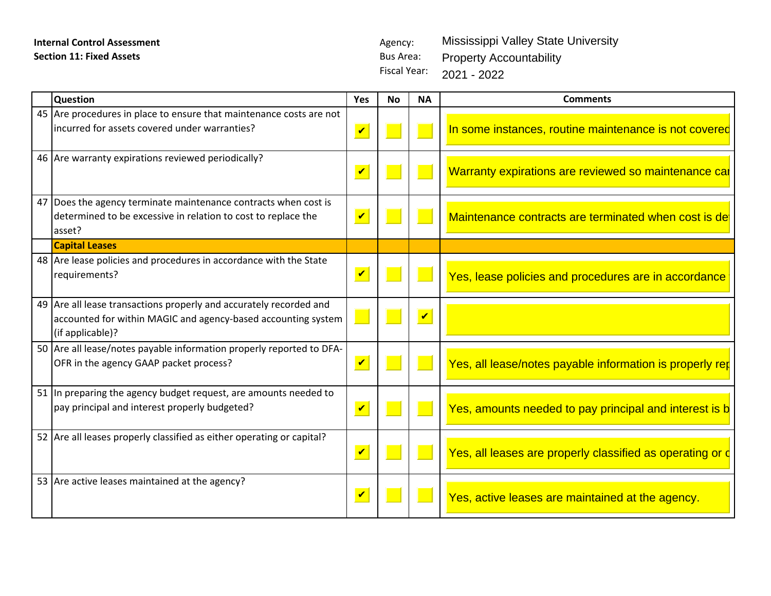**Internal Control Assessment**
**Section 11: Fixed Assets**

Agency: Mississippi Valley State University
Bus Area: Property Accountability
Fiscal Year: 2021 - 2022

| | Question | Yes | No | NA | Comments |
|---|---|---|---|---|---|
| 45 | Are procedures in place to ensure that maintenance costs are not incurred for assets covered under warranties? | ✔ | | | In some instances, routine maintenance is not covered |
| 46 | Are warranty expirations reviewed periodically? | ✔ | | | Warranty expirations are reviewed so maintenance car |
| 47 | Does the agency terminate maintenance contracts when cost is determined to be excessive in relation to cost to replace the asset? | ✔ | | | Maintenance contracts are terminated when cost is de |
| | **Capital Leases** | | | | |
| 48 | Are lease policies and procedures in accordance with the State requirements? | ✔ | | | Yes, lease policies and procedures are in accordance |
| 49 | Are all lease transactions properly and accurately recorded and accounted for within MAGIC and agency-based accounting system (if applicable)? | | | ✔ | |
| 50 | Are all lease/notes payable information properly reported to DFA-OFR in the agency GAAP packet process? | ✔ | | | Yes, all lease/notes payable information is properly rep |
| 51 | In preparing the agency budget request, are amounts needed to pay principal and interest properly budgeted? | ✔ | | | Yes, amounts needed to pay principal and interest is b |
| 52 | Are all leases properly classified as either operating or capital? | ✔ | | | Yes, all leases are properly classified as operating or c |
| 53 | Are active leases maintained at the agency? | ✔ | | | Yes, active leases are maintained at the agency. |